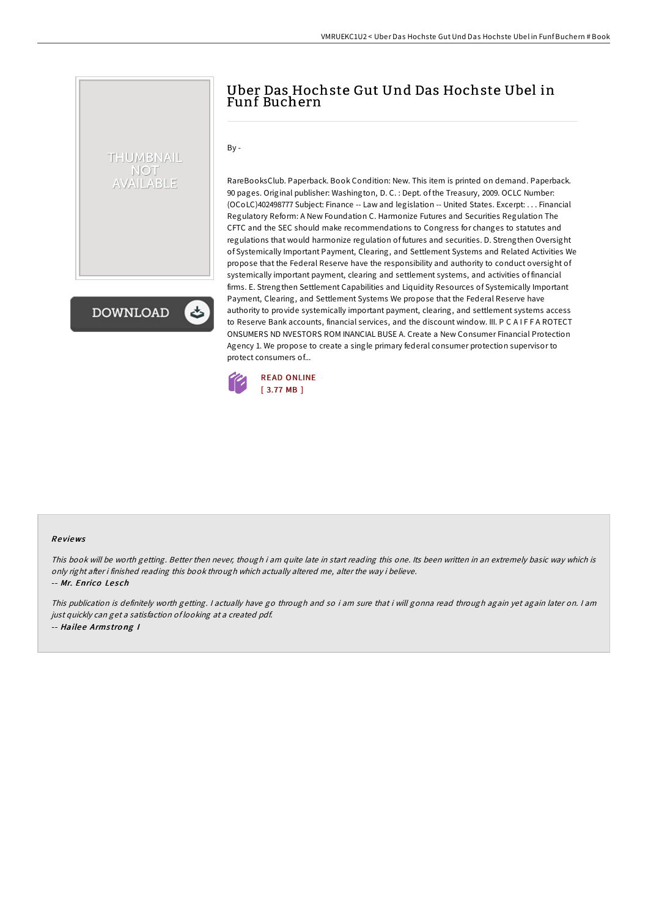# Uber Das Hochste Gut Und Das Hochste Ubel in Funf Buchern

By -

RareBooksClub. Paperback. Book Condition: New. This item is printed on demand. Paperback. 90 pages. Original publisher: Washington, D. C. : Dept. of the Treasury, 2009. OCLC Number: (OCoLC)402498777 Subject: Finance -- Law and legislation -- United States. Excerpt: . . . Financial Regulatory Reform: A New Foundation C. Harmonize Futures and Securities Regulation The CFTC and the SEC should make recommendations to Congress for changes to statutes and regulations that would harmonize regulation of futures and securities. D. Strengthen Oversight of Systemically Important Payment, Clearing, and Settlement Systems and Related Activities We propose that the Federal Reserve have the responsibility and authority to conduct oversight of systemically important payment, clearing and settlement systems, and activities of financial firms. E. Strengthen Settlement Capabilities and Liquidity Resources of Systemically Important Payment, Clearing, and Settlement Systems We propose that the Federal Reserve have authority to provide systemically important payment, clearing, and settlement systems access to Reserve Bank accounts, financial services, and the discount window. III. P C A I F F A ROTECT ONSUMERS ND NVESTORS ROM INANCIAL BUSE A. Create a New Consumer Financial Protection Agency 1. We propose to create a single primary federal consumer protection supervisor to protect consumers of...

READ ONLINE
[ 3.77 MB ]

### Reviews

*This book will be worth getting. Better then never, though i am quite late in start reading this one. Its been written in an extremely basic way which is only right after i finished reading this book through which actually altered me, alter the way i believe.*

-- ***Mr. Enrico Lesch***

*This publication is definitely worth getting. I actually have go through and so i am sure that i will gonna read through again yet again later on. I am just quickly can get a satisfaction of looking at a created pdf.*

-- ***Hailee Armstrong I***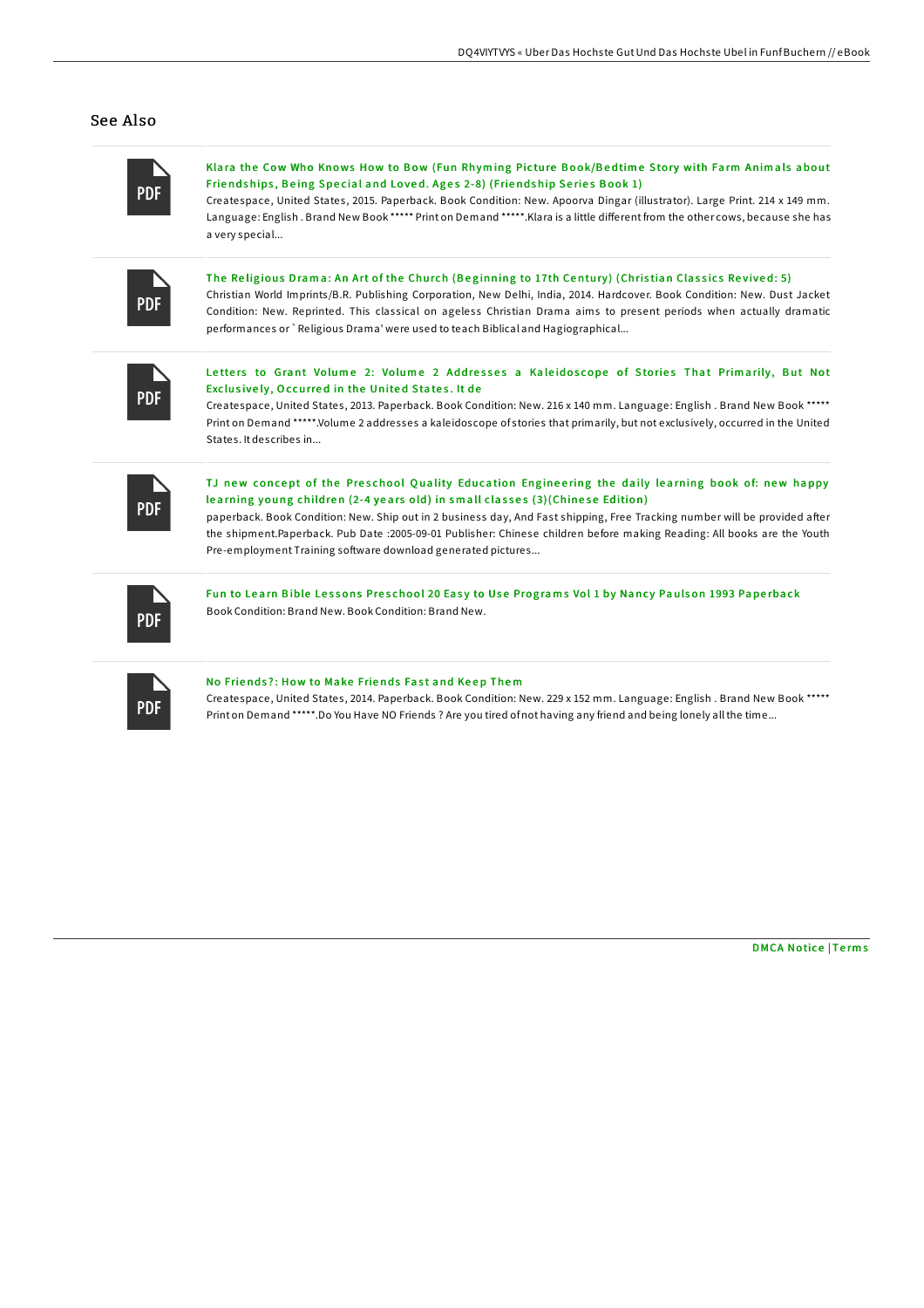## See Also

**Klara the Cow Who Knows How to Bow (Fun Rhyming Picture Book/Bedtime Story with Farm Animals about Friendships, Being Special and Loved. Ages 2-8) (Friendship Series Book 1)**

Createspace, United States, 2015. Paperback. Book Condition: New. Apoorva Dingar (illustrator). Large Print. 214 x 149 mm. Language: English . Brand New Book ***** Print on Demand *****.Klara is a little different from the other cows, because she has a very special...

**The Religious Drama: An Art of the Church (Beginning to 17th Century) (Christian Classics Revived: 5)**

Christian World Imprints/B.R. Publishing Corporation, New Delhi, India, 2014. Hardcover. Book Condition: New. Dust Jacket Condition: New. Reprinted. This classical on ageless Christian Drama aims to present periods when actually dramatic performances or `Religious Drama' were used to teach Biblical and Hagiographical...

**Letters to Grant Volume 2: Volume 2 Addresses a Kaleidoscope of Stories That Primarily, But Not Exclusively, Occurred in the United States. It de**

Createspace, United States, 2013. Paperback. Book Condition: New. 216 x 140 mm. Language: English . Brand New Book ***** Print on Demand *****.Volume 2 addresses a kaleidoscope of stories that primarily, but not exclusively, occurred in the United States. It describes in...

**TJ new concept of the Preschool Quality Education Engineering the daily learning book of: new happy learning young children (2-4 years old) in small classes (3)(Chinese Edition)**

paperback. Book Condition: New. Ship out in 2 business day, And Fast shipping, Free Tracking number will be provided after the shipment.Paperback. Pub Date :2005-09-01 Publisher: Chinese children before making Reading: All books are the Youth Pre-employment Training software download generated pictures...

**Fun to Learn Bible Lessons Preschool 20 Easy to Use Programs Vol 1 by Nancy Paulson 1993 Paperback**

Book Condition: Brand New. Book Condition: Brand New.

**No Friends?: How to Make Friends Fast and Keep Them**

Createspace, United States, 2014. Paperback. Book Condition: New. 229 x 152 mm. Language: English . Brand New Book ***** Print on Demand *****.Do You Have NO Friends ? Are you tired of not having any friend and being lonely all the time...